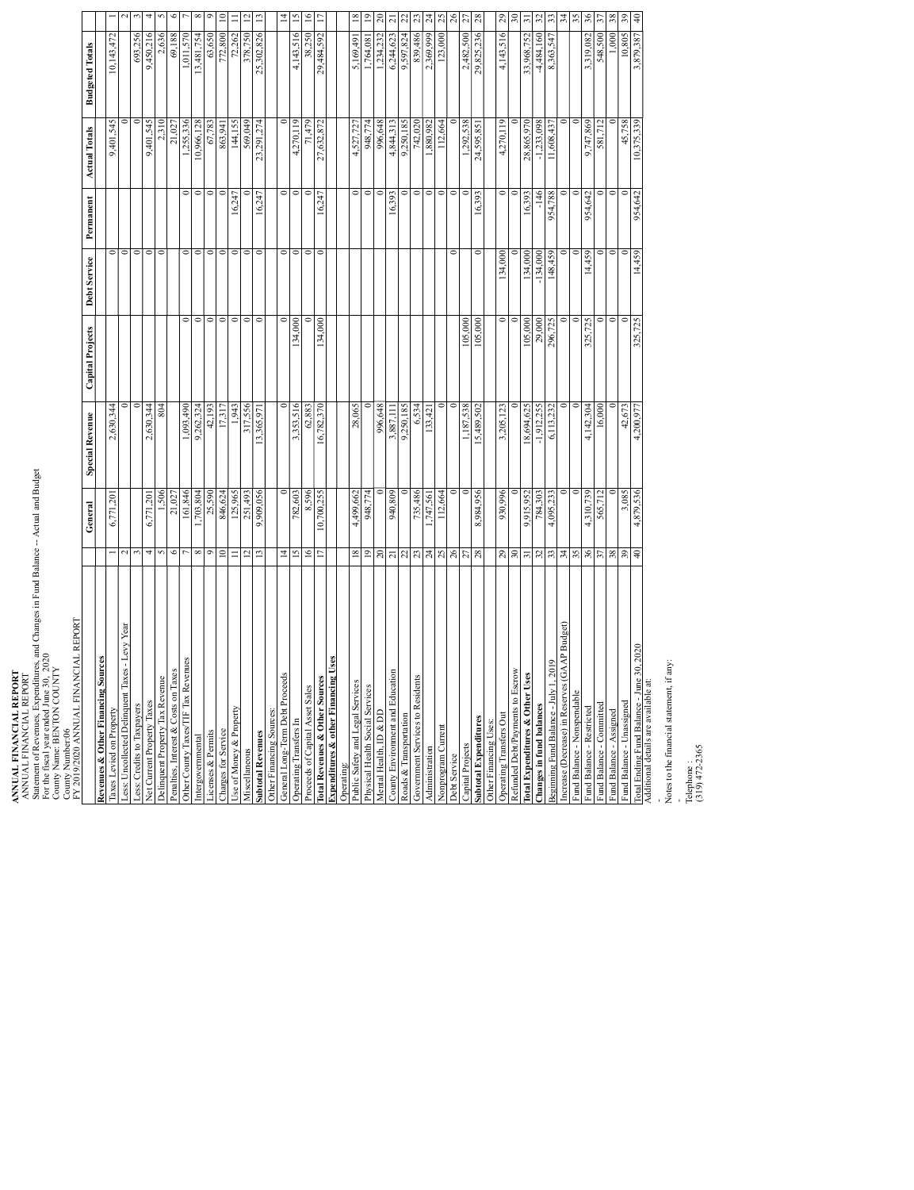**ANNUAL FINANCIAL REPORT**

ANNUAL FINANCIAL REPORT

Statement of Revenues, Expenditures, and Changes in Fund Balance -- Actual and Budget

For the fiscal year ended June 30, 2020

County Name: BENTON COUNTY

County Number:06

FY 2019/2020 ANNUAL FINANCIAL REPORT

| | | General | Special Revenue | Capital Projects | Debt Service | Permanent | Actual Totals | Budgeted Totals | |
|---|---|---|---|---|---|---|---|---|---|
| **Revenues & Other Financing Sources** | | | | | | | | | |
| Taxes Levied on Property | 1 | 6,771,201 | 2,630,344 | | 0 | | 9,401,545 | 10,143,472 | 1 |
| Less: Uncollected Delinquent Taxes - Levy Year | 2 | | 0 | | 0 | | 0 | | 2 |
| Less: Credits to Taxpayers | 3 | | 0 | | 0 | | 0 | 693,256 | 3 |
| Net Current Property Taxes | 4 | 6,771,201 | 2,630,344 | | 0 | | 9,401,545 | 9,450,216 | 4 |
| Delinquent Property Tax Revenue | 5 | 1,506 | 804 | | 0 | | 2,310 | 2,636 | 5 |
| Penalties, Interest & Costs on Taxes | 6 | 21,027 | | | | | 21,027 | 69,188 | 6 |
| Other County Taxes/TIF Tax Revenues | 7 | 161,846 | 1,093,490 | 0 | 0 | 0 | 1,255,336 | 1,011,570 | 7 |
| Intergovernmental | 8 | 1,703,804 | 9,262,324 | 0 | 0 | 0 | 10,966,128 | 13,481,754 | 8 |
| Licenses & Permits | 9 | 25,590 | 42,193 | 0 | 0 | 0 | 67,783 | 63,650 | 9 |
| Charges for Service | 10 | 846,624 | 17,317 | 0 | 0 | 0 | 863,941 | 772,800 | 10 |
| Use of Money & Property | 11 | 125,965 | 1,943 | 0 | 0 | 16,247 | 144,155 | 72,262 | 11 |
| Miscellaneous | 12 | 251,493 | 317,556 | 0 | 0 | 0 | 569,049 | 378,750 | 12 |
| **Subtotal Revenues** | 13 | 9,909,056 | 13,365,971 | 0 | 0 | 16,247 | 23,291,274 | 25,302,826 | 13 |
| Other Financing Sources: | | | | | | | | | |
| General Long-Term Debt Proceeds | 14 | 0 | 0 | 0 | 0 | 0 | 0 | | 14 |
| Operating Transfers In | 15 | 782,603 | 3,353,516 | 134,000 | 0 | 0 | 4,270,119 | 4,143,516 | 15 |
| Proceeds of Capital Asset Sales | 16 | 8,596 | 62,883 | 0 | 0 | 0 | 71,479 | 38,250 | 16 |
| **Total Revenues & Other Sources** | 17 | 10,700,255 | 16,782,370 | 134,000 | 0 | 16,247 | 27,632,872 | 29,484,592 | 17 |
| **Expenditures & other Financing Uses** | | | | | | | | | |
| Operating: | | | | | | | | | |
| Public Safety and Legal Services | 18 | 4,499,662 | 28,065 | | | 0 | 4,527,727 | 5,169,491 | 18 |
| Physical Health Social Services | 19 | 948,774 | 0 | | | 0 | 948,774 | 1,764,081 | 19 |
| Mental Health, ID & DD | 20 | 0 | 996,648 | | | 0 | 996,648 | 1,234,232 | 20 |
| County Environment and Education | 21 | 940,809 | 3,887,111 | | | 16,393 | 4,844,313 | 6,244,623 | 21 |
| Roads & Transportation | 22 | 0 | 9,250,185 | | | 0 | 9,250,185 | 9,597,824 | 22 |
| Government Services to Residents | 23 | 735,486 | 6,534 | | | 0 | 742,020 | 839,486 | 23 |
| Administration | 24 | 1,747,561 | 133,421 | | | 0 | 1,880,982 | 2,369,999 | 24 |
| Nonprogram Current | 25 | 112,664 | 0 | | | 0 | 112,664 | 123,000 | 25 |
| Debt Service | 26 | 0 | 0 | | 0 | 0 | 0 | | 26 |
| Capital Projects | 27 | 0 | 1,187,538 | 105,000 | | 0 | 1,292,538 | 2,482,500 | 27 |
| **Subtotal Expenditures** | 28 | 8,984,956 | 15,489,502 | 105,000 | 0 | 16,393 | 24,595,851 | 29,825,236 | 28 |
| Other Financing Uses: | | | | | | | | | |
| Operating Transfers Out | 29 | 930,996 | 3,205,123 | 0 | 134,000 | 0 | 4,270,119 | 4,143,516 | 29 |
| Refunded Debt/Payments to Escrow | 30 | 0 | 0 | 0 | 0 | 0 | 0 | | 30 |
| **Total Expenditures & Other Uses** | 31 | 9,915,952 | 18,694,625 | 105,000 | 134,000 | 16,393 | 28,865,970 | 33,968,752 | 31 |
| **Changes in fund balances** | 32 | 784,303 | -1,912,255 | 29,000 | -134,000 | -146 | -1,233,098 | -4,484,160 | 32 |
| Beginning Fund Balance - July 1, 2019 | 33 | 4,095,233 | 6,113,232 | 296,725 | 148,459 | 954,788 | 11,608,437 | 8,363,547 | 33 |
| Increase (Decrease) in Reserves (GAAP Budget) | 34 | 0 | 0 | 0 | 0 | 0 | 0 | | 34 |
| Fund Balance - Nonspendable | 35 | 0 | 0 | 0 | 0 | 0 | 0 | | 35 |
| Fund Balance - Restricted | 36 | 4,310,739 | 4,142,304 | 325,725 | 14,459 | 954,642 | 9,747,869 | 3,319,082 | 36 |
| Fund Balance - Committed | 37 | 565,712 | 16,000 | 0 | 0 | 0 | 581,712 | 548,500 | 37 |
| Fund Balance - Assigned | 38 | 0 | 0 | 0 | 0 | 0 | 0 | 1,000 | 38 |
| Fund Balance - Unassigned | 39 | 3,085 | 42,673 | 0 | 0 | 0 | 45,758 | 10,805 | 39 |
| Total Ending Fund Balance - June 30, 2020 | 40 | 4,879,536 | 4,200,977 | 325,725 | 14,459 | 954,642 | 10,375,339 | 3,879,387 | 40 |

Additional details are available at:

-

Notes to the financial statement, if any:

-

Telephone :
(319) 472-2365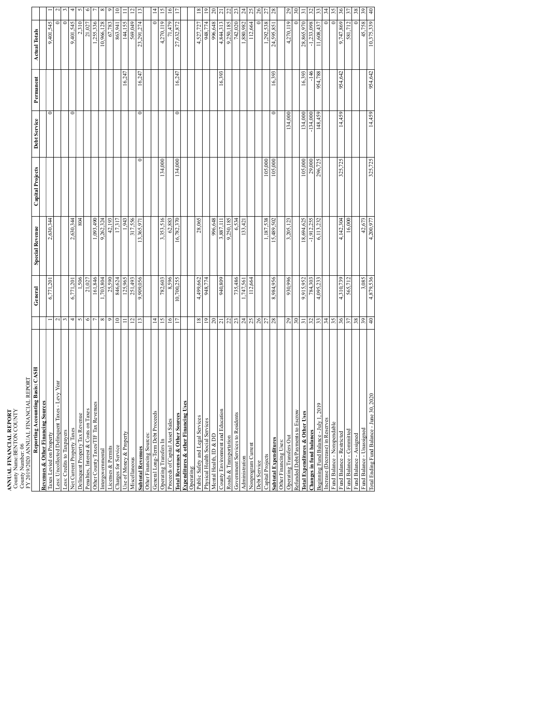**ANNUAL FINANCIAL REPORT**
County Name:BENTON COUNTY
County Number: 06
FY 2019/2020 ANNUAL FINANCIAL REPORT

| Reporting Accounting Basis: CASH | | General | Special Revenue | Capital Projects | Debt Service | Permanent | Actual Totals | |
|---|---|---|---|---|---|---|---|---|
| **Revenues & Other Financing Sources** | | | | | | | | |
| Taxes Levied on Property | 1 | 6,771,201 | 2,630,344 | | 0 | | 9,401,545 | 1 |
| Less: Uncollected Delinquent Taxes - Levy Year | 2 | | | | | | 0 | 2 |
| Less: Credits to Taxpayers | 3 | | | | | | 0 | 3 |
| Net Current Property Taxes | 4 | 6,771,201 | 2,630,344 | | 0 | | 9,401,545 | 4 |
| Delinquent Property Tax Revenue | 5 | 1,506 | 804 | | | | 2,310 | 5 |
| Penalties, Interest & Costs on Taxes | 6 | 21,027 | | | | | 21,027 | 6 |
| Other County Taxes/TIF Tax Revenues | 7 | 161,846 | 1,093,490 | | | | 1,255,336 | 7 |
| Intergovernmental | 8 | 1,703,804 | 9,262,324 | | | | 10,966,128 | 8 |
| Licenses & Permits | 9 | 25,590 | 42,193 | | | | 67,783 | 9 |
| Charges for Service | 10 | 846,624 | 17,317 | | | | 863,941 | 10 |
| Use of Money & Property | 11 | 125,965 | 1,943 | | | 16,247 | 144,155 | 11 |
| Miscellaneous | 12 | 251,493 | 317,556 | | | | 569,049 | 12 |
| **Subtotal Revenues** | 13 | 9,909,056 | 13,365,971 | 0 | 0 | 16,247 | 23,291,274 | 13 |
| Other Financing Sources: | | | | | | | | |
| General Long-Term Debt Proceeds | 14 | | | | | | 0 | 14 |
| Operating Transfers In | 15 | 782,603 | 3,353,516 | 134,000 | | | 4,270,119 | 15 |
| Proceeds of Capital Asset Sales | 16 | 8,596 | 62,883 | | | | 71,479 | 16 |
| **Total Revenues & Other Sources** | 17 | 10,700,255 | 16,782,370 | 134,000 | 0 | 16,247 | 27,632,872 | 17 |
| **Expenditures & other Financing Uses** | | | | | | | | |
| Operating: | | | | | | | | |
| Public Safety and Legal Services | 18 | 4,499,662 | 28,065 | | | | 4,527,727 | 18 |
| Physical Health Social Services | 19 | 948,774 | | | | | 948,774 | 19 |
| Mental Health, ID & DD | 20 | | 996,648 | | | | 996,648 | 20 |
| County Environment and Education | 21 | 940,809 | 3,887,111 | | | 16,393 | 4,844,313 | 21 |
| Roads & Transportation | 22 | | 9,250,185 | | | | 9,250,185 | 22 |
| Government Services to Residents | 23 | 735,486 | 6,534 | | | | 742,020 | 23 |
| Administration | 24 | 1,747,561 | 133,421 | | | | 1,880,982 | 24 |
| Nonprogram Current | 25 | 112,664 | | | | | 112,664 | 25 |
| Debt Service | 26 | | | | | | 0 | 26 |
| Capital Projects | 27 | | 1,187,538 | 105,000 | | | 1,292,538 | 27 |
| **Subtotal Expenditures** | 28 | 8,984,956 | 15,489,502 | 105,000 | 0 | 16,393 | 24,595,851 | 28 |
| Other Financing Uses: | | | | | | | | |
| Operating Transfers Out | 29 | 930,996 | 3,205,123 | | 134,000 | | 4,270,119 | 29 |
| Refunded Debt/Payments to Escrow | 30 | | | | | | 0 | 30 |
| **Total Expenditures & Other Uses** | 31 | 9,915,952 | 18,694,625 | 105,000 | 134,000 | 16,393 | 28,865,970 | 31 |
| **Changes in fund balances** | 32 | 784,303 | -1,912,255 | 29,000 | -134,000 | -146 | -1,233,098 | 32 |
| Beginning Fund Balance - July 1, 2019 | 33 | 4,095,233 | 6,113,232 | 296,725 | 148,459 | 954,788 | 11,608,437 | 33 |
| Increase (Decrease) in Reserves | 34 | | | | | | 0 | 34 |
| Fund Balance - Nonspendable | 35 | | | | | | 0 | 35 |
| Fund Balance - Restricted | 36 | 4,310,739 | 4,142,304 | 325,725 | 14,459 | 954,642 | 9,747,869 | 36 |
| Fund Balance - Committed | 37 | 565,712 | 16,000 | | | | 581,712 | 37 |
| Fund Balance - Assigned | 38 | | | | | | 0 | 38 |
| Fund Balance - Unassigned | 39 | 3,085 | 42,673 | | | | 45,758 | 39 |
| Total Ending Fund Balance - June 30, 2020 | 40 | 4,879,536 | 4,200,977 | 325,725 | 14,459 | 954,642 | 10,375,339 | 40 |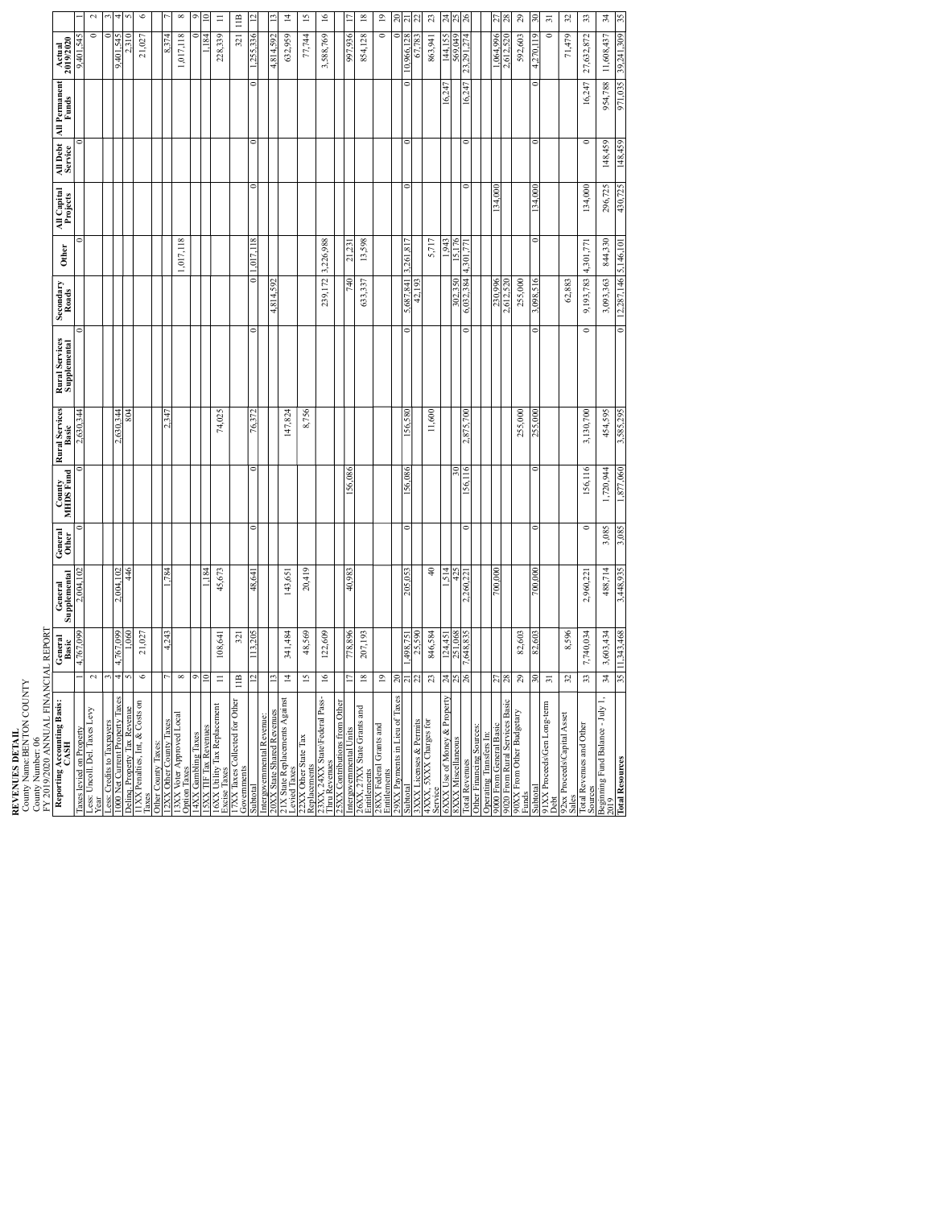**REVENUES DETAIL**
County Name: BENTON COUNTY
County Number: 06
FY 2019/2020 ANNUAL FINANCIAL REPORT

| Reporting Accounting Basis: CASH | | General Basic | General Supplemental | General Other | County MHDS Fund | Rural Services Basic | Rural Services Supplemental | Secondary Roads | Other | All Capital Projects | All Debt Service | All Permanent Funds | Actual 2019/2020 | |
|---|---|---|---|---|---|---|---|---|---|---|---|---|---|---|
| Taxes levied on Property | 1 | 4,767,099 | 2,004,102 | 0 | 0 | 2,630,344 | 0 | | 0 | | 0 | | 9,401,545 | 1 |
| Less: Uncoll. Del. Taxes Levy Year | 2 | | | | | | | | | | | | 0 | 2 |
| Less: Credits to Taxpayers | 3 | | | | | | | | | | | | 0 | 3 |
| 1000 Net Current Property Taxes | 4 | 4,767,099 | 2,004,102 | | | 2,630,344 | | | | | | | 9,401,545 | 4 |
| Delinq. Property Tax Revenue | 5 | 1,060 | 446 | | | 804 | | | | | | | 2,310 | 5 |
| 11XX Penalties, Int, & Costs on Taxes | 6 | 21,027 | | | | | | | | | | | 21,027 | 6 |
| Other County Taxes: | | | | | | | | | | | | | | |
| 12XX Other County Taxes | 7 | 4,243 | 1,784 | | | 2,347 | | | | | | | 8,374 | 7 |
| 13XX Voter Approved Local Option Taxes | 8 | | | | | | | | 1,017,118 | | | | 1,017,118 | 8 |
| 14XX Gambling Taxes | 9 | | | | | | | | | | | | 0 | 9 |
| 15XX TIF Tax Revenues | 10 | | 1,184 | | | | | | | | | | 1,184 | 10 |
| 16XX Utility Tax Replacement Excise Taxes | 11 | 108,641 | 45,673 | | | 74,025 | | | | | | | 228,339 | 11 |
| 17XX Taxes Collected for Other Governments | 11B | 321 | | | | | | | | | | | 321 | 11B |
| Subtotal | 12 | 113,205 | 48,641 | 0 | 0 | 76,372 | 0 | 0 | 1,017,118 | 0 | 0 | 0 | 1,255,336 | 12 |
| Intergovernmental Revenue: | | | | | | | | | | | | | | |
| 20XX State Shared Revenues | 13 | | | | | | | 4,814,592 | | | | | 4,814,592 | 13 |
| 21X State Replacements Against Levied Taxes | 14 | 341,484 | 143,651 | | | 147,824 | | | | | | | 632,959 | 14 |
| 22XX Other State Tax Replacements | 15 | 48,569 | 20,419 | | | 8,756 | | | | | | | 77,744 | 15 |
| 23XX, 24XX State/Federal Pass-Thru Revenues | 16 | 122,609 | | | | | | 239,172 | 3,226,988 | | | | 3,588,769 | 16 |
| 25XX Contributions from Other Intergovernmental Units | 17 | 778,896 | 40,983 | | 156,086 | | | 740 | 21,231 | | | | 997,936 | 17 |
| 26XX, 27XX State Grants and Entitlements | 18 | 207,193 | | | | | | 633,337 | 13,598 | | | | 854,128 | 18 |
| 28XX Federal Grants and Entitlements | 19 | | | | | | | | | | | | 0 | 19 |
| 29XX Payments in Lieu of Taxes | 20 | | | | | | | | | | | | 0 | 20 |
| Subtotal | 21 | 1,498,751 | 205,053 | 0 | 156,086 | 156,580 | 0 | 5,687,841 | 3,261,817 | 0 | 0 | 0 | 10,966,128 | 21 |
| 3XXX Licenses & Permits | 22 | 25,590 | | | | | | 42,193 | | | | | 67,783 | 22 |
| 4XXX, 5XXX Charges for Service | 23 | 846,584 | 40 | | | 11,600 | | | 5,717 | | | | 863,941 | 23 |
| 6XXX Use of Money & Property | 24 | 124,451 | 1,514 | | | | | | 1,943 | | | 16,247 | 144,155 | 24 |
| 8XXX Miscellaneous | 25 | 251,068 | 425 | | 30 | | | 302,350 | 15,176 | | | | 569,049 | 25 |
| Total Revenues | 26 | 7,648,835 | 2,260,221 | 0 | 156,116 | 2,875,700 | 0 | 6,032,384 | 4,301,771 | 0 | 0 | 16,247 | 23,291,274 | 26 |
| Other Financing Sources: | | | | | | | | | | | | | | |
| Operating Transfers In: | | | | | | | | | | | | | | |
| 9000 From General Basic | 27 | | 700,000 | | | | | 230,996 | | 134,000 | | | 1,064,996 | 27 |
| 9020 From Rural Services Basic | 28 | | | | | | | 2,612,520 | | | | | 2,612,520 | 28 |
| 90XX From Other Budgetary Funds | 29 | 82,603 | | | | 255,000 | | 255,000 | | | | | 592,603 | 29 |
| Subtotal | 30 | 82,603 | 700,000 | 0 | 0 | 255,000 | 0 | 3,098,516 | 0 | 134,000 | 0 | 0 | 4,270,119 | 30 |
| 91XX Proceeds/Gen Long-term Debt | 31 | | | | | | | | | | | | 0 | 31 |
| 92xx Proceeds/Capital Asset Sales | 32 | 8,596 | | | | | | 62,883 | | | | | 71,479 | 32 |
| Total Revenues and Other Sources | 33 | 7,740,034 | 2,960,221 | 0 | 156,116 | 3,130,700 | 0 | 9,193,783 | 4,301,771 | 134,000 | 0 | 16,247 | 27,632,872 | 33 |
| Beginning Fund Balance - July 1, 2019 | 34 | 3,603,434 | 488,714 | 3,085 | 1,720,944 | 454,595 | | 3,093,363 | 844,330 | 296,725 | 148,459 | 954,788 | 11,608,437 | 34 |
| **Total Resources** | 35 | 11,343,468 | 3,448,935 | 3,085 | 1,877,060 | 3,585,295 | 0 | 12,287,146 | 5,146,101 | 430,725 | 148,459 | 971,035 | 39,241,309 | 35 |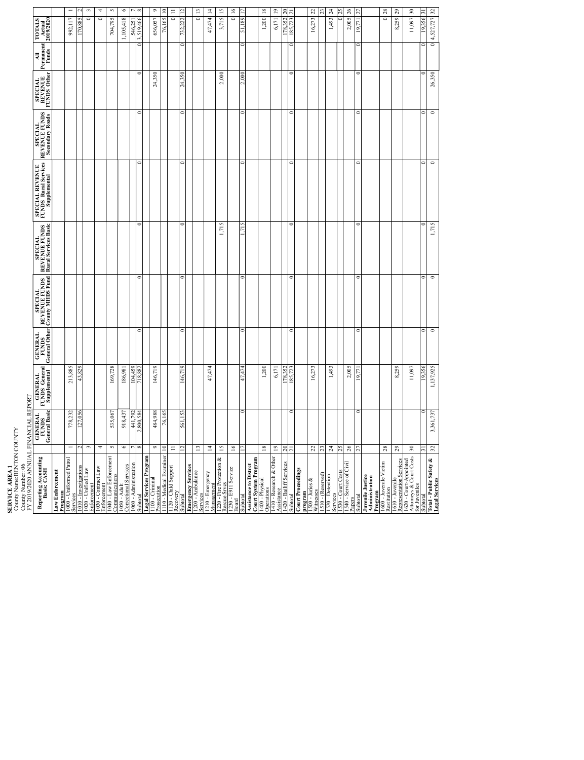**SERVICE AREA 1**
County Name:BENTON COUNTY
County Number: 06
FY 2019/2020 ANNUAL FINANCIAL REPORT

| Reporting Accounting Basis: CASH | | GENERAL FUNDS General Basic | GENERAL FUNDS General Supplemental | GENERAL FUNDS General Other | SPECIAL REVENUE FUNDS County MHDS Fund | SPECIAL REVENUE FUNDS Rural Services Basic | SPECIAL REVENUE FUNDS Rural Services Supplemental | SPECIAL REVENUE FUNDS Secondary Roads | SPECIAL REVENUE FUNDS Other | All Permanent Funds | TOTALS Actual 2019/2020 | |
|---|---|---|---|---|---|---|---|---|---|---|---|---|
| **Law Enforcement Program** | | | | | | | | | | | | |
| 1000 - Uniformed Patrol Services | 1 | 778,232 | 213,885 | | | | | | | | 992,117 | 1 |
| 1010 - Investigations | 2 | 127,056 | 43,829 | | | | | | | | 170,885 | 2 |
| 1020 - Unified Law Enforcement | 3 | | | | | | | | | | 0 | 3 |
| 1030 - Contract Law Enforcement | 4 | | | | | | | | | | 0 | 4 |
| 1040 - Law Enforcement Communications | 5 | 535,067 | 169,728 | | | | | | | | 704,795 | 5 |
| 1050 - Adult Correctional Services | 6 | 918,437 | 186,981 | | | | | | | | 1,105,418 | 6 |
| 1060 - Administration | 7 | 441,792 | 104,459 | | | | | | | | 546,251 | 7 |
| Subtotal | 8 | 2,800,584 | 718,882 | 0 | 0 | 0 | 0 | 0 | 0 | 0 | 3,519,466 | 8 |
| **Legal Services Program** | | | | | | | | | | | | |
| 1100 - Criminal Prosecution | 9 | 484,988 | 146,719 | | | | | | 24,350 | | 656,057 | 9 |
| 1110 - Medical Examiner | 10 | 76,165 | | | | | | | | | 76,165 | 10 |
| 1120 - Child Support Recovery | 11 | | | | | | | | | | 0 | 11 |
| Subtotal | 12 | 561,153 | 146,719 | 0 | 0 | 0 | 0 | 0 | 24,350 | 0 | 732,222 | 12 |
| **Emergency Services** | | | | | | | | | | | | |
| 1200 - Ambulance Services | 13 | | | | | | | | | | 0 | 13 |
| 1210 - Emergency Management | 14 | | 47,474 | | | | | | | | 47,474 | 14 |
| 1220 - Fire Protection & Rescue Srvcs | 15 | | | | | 1,715 | | | 2,000 | | 3,715 | 15 |
| 1230 - E911 Service Board | 16 | | | | | | | | | | 0 | 16 |
| Subtotal | 17 | 0 | 47,474 | 0 | 0 | 1,715 | 0 | 0 | 2,000 | 0 | 51,189 | 17 |
| **Assistance to District Court System Program** | | | | | | | | | | | | |
| 1400 - Physical Operations | 18 | | 1,200 | | | | | | | | 1,200 | 18 |
| 1410 - Research & Other Assistance | 19 | | 6,171 | | | | | | | | 6,171 | 19 |
| 1420 - Bailiff Services | 20 | | 178,352 | | | | | | | | 178,352 | 20 |
| Subtotal | 21 | 0 | 185,723 | 0 | 0 | 0 | 0 | 0 | 0 | 0 | 185,723 | 21 |
| **Court Proceedings program** | | | | | | | | | | | | |
| 1500 - Juries & Witnesses | 22 | | 16,273 | | | | | | | | 16,273 | 22 |
| 1510 - (Reserved) | 23 | | | | | | | | | | | 23 |
| 1520 - Detention Services | 24 | | 1,493 | | | | | | | | 1,493 | 24 |
| 1530 - Court Costs | 25 | | | | | | | | | | 0 | 25 |
| 1540 - Service of Civil Papers | 26 | | 2,005 | | | | | | | | 2,005 | 26 |
| Subtotal | 27 | 0 | 19,771 | 0 | 0 | 0 | 0 | 0 | 0 | 0 | 19,771 | 27 |
| **Juvenile Justice Administration Program** | | | | | | | | | | | | |
| 1600 - Juvenile Victim Restitution | 28 | | | | | | | | | | 0 | 28 |
| 1610 - Juvenile Representation Services | 29 | | 8,259 | | | | | | | | 8,259 | 29 |
| 1620 - Court-Appointed Attorneys & Court Costs for Juveniles | 30 | | 11,097 | | | | | | | | 11,097 | 30 |
| Subtotal | 31 | 0 | 19,356 | 0 | 0 | 0 | 0 | 0 | 0 | 0 | 19,356 | 31 |
| **Total - Public Safety & Legal Services** | 32 | 3,361,737 | 1,137,925 | 0 | 0 | 1,715 | 0 | 0 | 26,350 | 0 | 4,527,727 | 32 |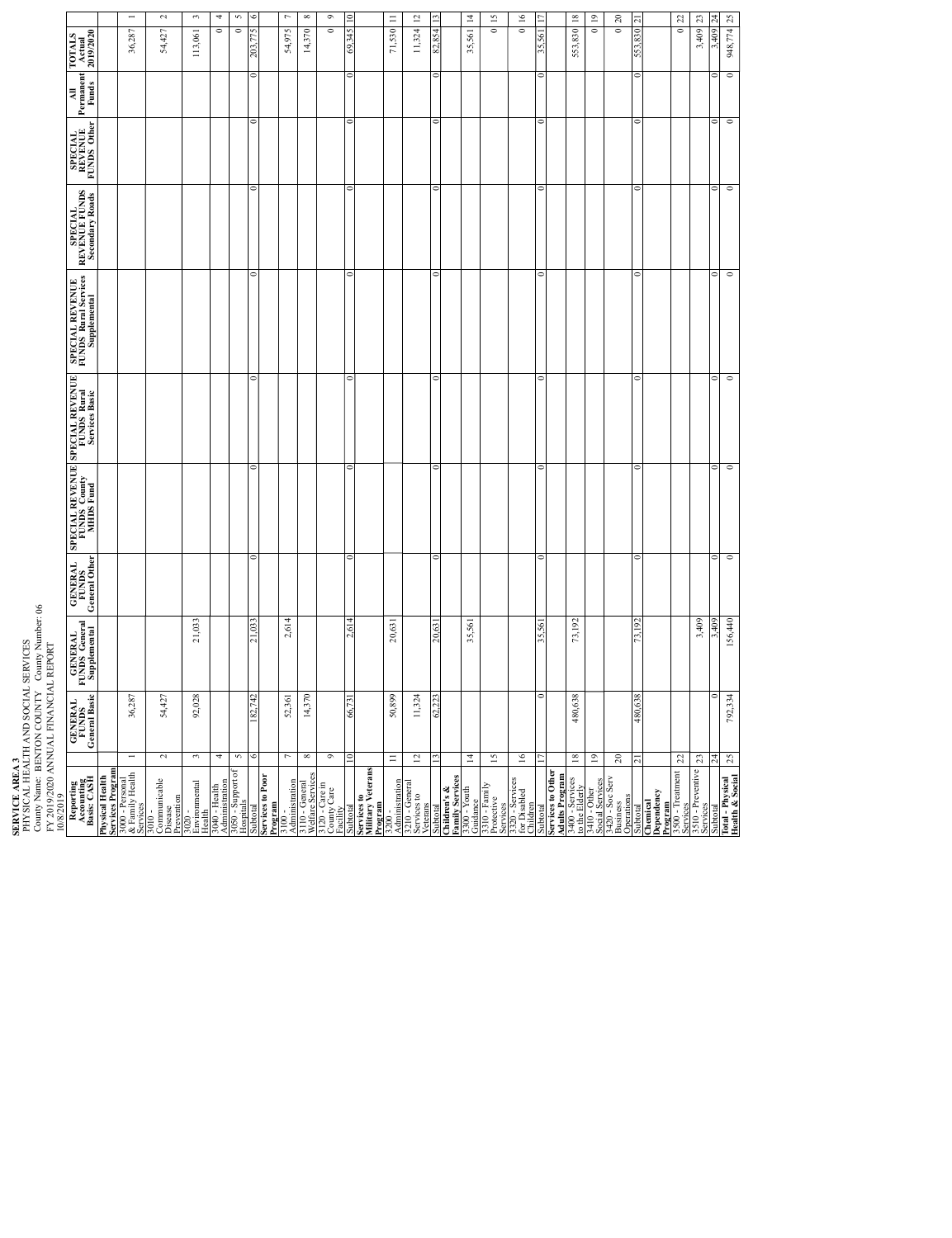**SERVICE AREA 3**

PHYSICAL HEALTH AND SOCIAL SERVICES

County Name: BENTON COUNTY County Number: 06

FY 2019/2020 ANNUAL FINANCIAL REPORT

10/8/2019

| Reporting Accounting Basis: CASH | | GENERAL FUNDS General Basic | GENERAL FUNDS General Supplemental | GENERAL FUNDS General Other | SPECIAL REVENUE FUNDS County MHDS Fund | SPECIAL REVENUE FUNDS Rural Services Basic | SPECIAL REVENUE FUNDS Rural Services Supplemental | SPECIAL REVENUE FUNDS Secondary Roads | SPECIAL REVENUE FUNDS Other | All Permanent Funds | TOTALS Actual 2019/2020 | |
|---|---|---|---|---|---|---|---|---|---|---|---|---|
| **Physical Health Services Program** | | | | | | | | | | | | |
| 3000 - Personal & Family Health Services | 1 | 36,287 | | | | | | | | | 36,287 | 1 |
| 3010 - Communicable Disease Prevention | 2 | 54,427 | | | | | | | | | 54,427 | 2 |
| 3020 - Environmental Health | 3 | 92,028 | 21,033 | | | | | | | | 113,061 | 3 |
| 3040 - Health Administration | 4 | | | | | | | | | | 0 | 4 |
| 3050 - Support of Hospitals | 5 | | | | | | | | | | 0 | 5 |
| Subtotal | 6 | 182,742 | 21,033 | 0 | 0 | 0 | | 0 | 0 | 0 | 203,775 | 6 |
| **Services to Poor Program** | | | | | | | | | | | | |
| 3100 - Administration | 7 | 52,361 | 2,614 | | | | | | | | 54,975 | 7 |
| 3110 - General Welfare Services | 8 | 14,370 | | | | | | | | | 14,370 | 8 |
| 3120 - Care in County Care Facility | 9 | | | | | | | | | | 0 | 9 |
| Subtotal | 10 | 66,731 | 2,614 | 0 | 0 | 0 | | 0 | 0 | 0 | 69,345 | 10 |
| **Services to Military Veterans Program** | | | | | | | | | | | | |
| 3200 - Administration | 11 | 50,899 | 20,631 | | | | | | | | 71,530 | 11 |
| 3210 - General Services to Veterans | 12 | 11,324 | | | | | | | | | 11,324 | 12 |
| Subtotal | 13 | 62,223 | 20,631 | 0 | 0 | 0 | | 0 | 0 | 0 | 82,854 | 13 |
| **Children's & Family Services** | | | | | | | | | | | | |
| 3300 - Youth Guidance | 14 | | 35,561 | | | | | | | | 35,561 | 14 |
| 3310 - Family Protective Services | 15 | | | | | | | | | | 0 | 15 |
| 3320 - Services for Disabled Children | 16 | | | | | | | | | | 0 | 16 |
| Subtotal | 17 | 0 | 35,561 | 0 | 0 | 0 | | 0 | 0 | 0 | 35,561 | 17 |
| **Services to Other Adults Program** | | | | | | | | | | | | |
| 3400 - Services to the Elderly | 18 | 480,638 | 73,192 | | | | | | | | 553,830 | 18 |
| 3410 - Other Social Services | 19 | | | | | | | | | | 0 | 19 |
| 3420 - Soc Serv Business Operations | 20 | | | | | | | | | | 0 | 20 |
| Subtotal | 21 | 480,638 | 73,192 | 0 | 0 | 0 | | 0 | 0 | 0 | 553,830 | 21 |
| **Chemical Dependency Program** | | | | | | | | | | | | |
| 3500 - Treatment Services | 22 | | | | | | | | | | 0 | 22 |
| 3510 - Preventive Services | 23 | | 3,409 | | | | | | | | 3,409 | 23 |
| Subtotal | 24 | 0 | 3,409 | 0 | 0 | 0 | | 0 | 0 | 0 | 3,409 | 24 |
| **Total - Physical Health & Social** | 25 | 792,334 | 156,440 | 0 | 0 | 0 | | 0 | 0 | 0 | 948,774 | 25 |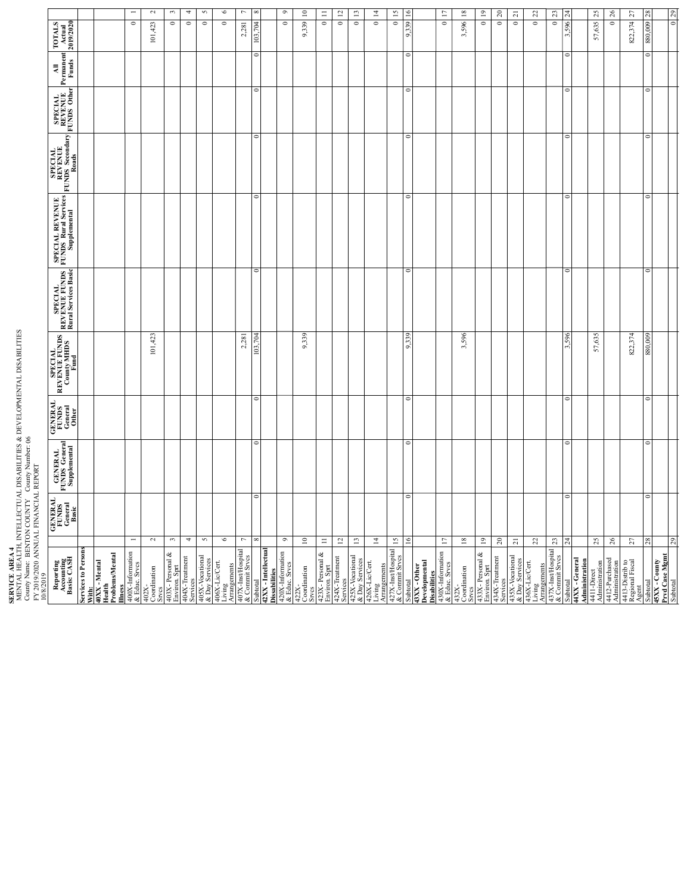**SERVICE AREA 4**
MENTAL HEALTH, INTELLECTUAL DISABILITIES & DEVELOPMENTAL DISABILITIES
County Name: BENTON COUNTY County Number: 06
FY 2019/2020 ANNUAL FINANCIAL REPORT
10/8/2019

| Reporting Accounting Basis: CASH | | GENERAL FUNDS General Basic | GENERAL FUNDS General Supplemental | GENERAL FUNDS General Other | SPECIAL REVENUE FUNDS County MHDS Fund | SPECIAL REVENUE FUNDS Rural Services Basic | SPECIAL REVENUE FUNDS Rural Services Supplemental | SPECIAL REVENUE FUNDS Secondary Roads | SPECIAL REVENUE FUNDS Other | All Permanent Funds | TOTALS Actual 2019/2020 | |
|---|---|---|---|---|---|---|---|---|---|---|---|---|
| **Services to Persons With:** | | | | | | | | | | | | |
| **40XX - Mental Health Problems/Mental Illness** | | | | | | | | | | | | |
| 400X-Information & Educ. Srvcs | 1 | | | | | | | | | | 0 | 1 |
| 402X-Coordination Srvcs | 2 | | | | 101,423 | | | | | | 101,423 | 2 |
| 403X - Personal & Environ. Sprt | 3 | | | | | | | | | | 0 | 3 |
| 404X-Treatment Services | 4 | | | | | | | | | | 0 | 4 |
| 405X-Vocational & Day Services | 5 | | | | | | | | | | 0 | 5 |
| 406X-Lic/Cert. Living Arrangements | 6 | | | | | | | | | | 0 | 6 |
| 407X-Inst/Hospital & Commit Srvcs | 7 | | | | 2,281 | | | | | | 2,281 | 7 |
| Subtotal | 8 | 0 | 0 | 0 | 103,704 | 0 | 0 | 0 | 0 | 0 | 103,704 | 8 |
| **42XX - Intellectual Dissabilities** | | | | | | | | | | | | |
| 420X-Information & Educ. Srvcs | 9 | | | | | | | | | | 0 | 9 |
| 422X-Coordination Srvcs | 10 | | | | 9,339 | | | | | | 9,339 | 10 |
| 423X- Personal & Environ. Sprt | 11 | | | | | | | | | | 0 | 11 |
| 424X-Treatment Services | 12 | | | | | | | | | | 0 | 12 |
| 425X-Vocational & Day Services | 13 | | | | | | | | | | 0 | 13 |
| 426X-Lic/Cert. Living Arrangements | 14 | | | | | | | | | | 0 | 14 |
| 427X-Inst/Hospital & Commit Srvcs | 15 | | | | | | | | | | 0 | 15 |
| Subtotal | 16 | 0 | 0 | 0 | 9,339 | 0 | 0 | 0 | 0 | 0 | 9,339 | 16 |
| **43XX - Other Developmental Disabilities** | | | | | | | | | | | | |
| 430X-Information & Educ. Srvcs | 17 | | | | | | | | | | 0 | 17 |
| 432X-Coordination Srvcs | 18 | | | | 3,596 | | | | | | 3,596 | 18 |
| 433X- Personal & Environ. Sprt | 19 | | | | | | | | | | 0 | 19 |
| 434X-Treatment Services | 20 | | | | | | | | | | 0 | 20 |
| 435X-Vocational & Day Services | 21 | | | | | | | | | | 0 | 21 |
| 436X-Lic/Cert. Living Arrangements | 22 | | | | | | | | | | 0 | 22 |
| 437X-Inst/Hospital & Commit Srvcs | 23 | | | | | | | | | | 0 | 23 |
| Subtotal | 24 | 0 | 0 | 0 | 3,596 | 0 | 0 | 0 | 0 | 0 | 3,596 | 24 |
| **44XX - General Administration** | | | | | | | | | | | | |
| 4411-Direct Administration | 25 | | | | 57,635 | | | | | | 57,635 | 25 |
| 4412-Purchased Administration | 26 | | | | | | | | | | 0 | 26 |
| 4413-Distrib to Regional Fiscal Agent | 27 | | | | 822,374 | | | | | | 822,374 | 27 |
| Subtotal | 28 | 0 | 0 | 0 | 880,009 | 0 | 0 | 0 | 0 | 0 | 880,009 | 28 |
| **45XX - County Prvd Case Mgmt** | | | | | | | | | | | | |
| Subtotal | 29 | | | | | | | | | | 0 | 29 |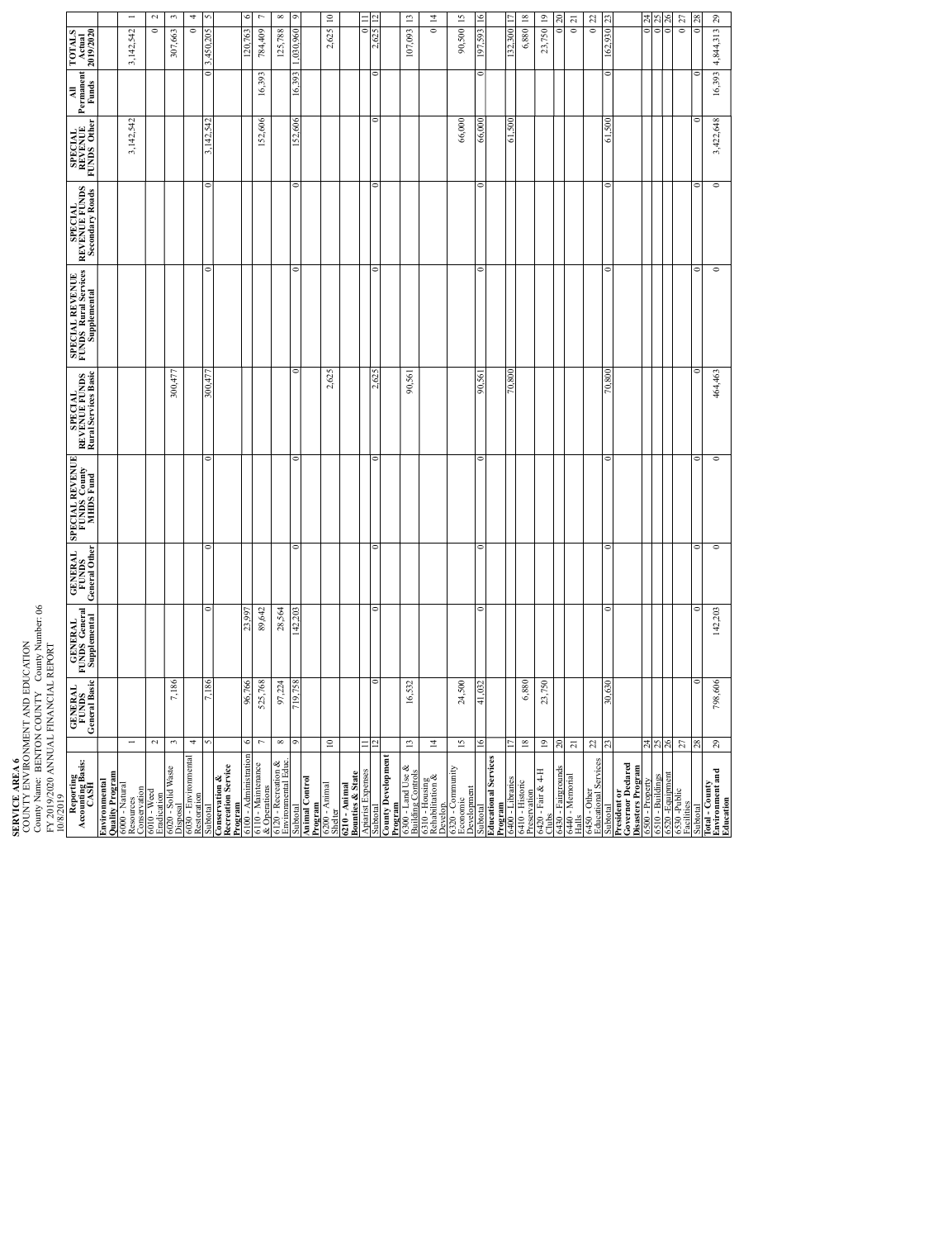**SERVICE AREA 6**
COUNTY ENVIRONMENT AND EDUCATION
County Name: BENTON COUNTY County Number: 06
FY 2019/2020 ANNUAL FINANCIAL REPORT
10/8/2019

| Reporting Accounting Basis: CASH | | GENERAL FUNDS General Basic | GENERAL FUNDS General Supplemental | GENERAL FUNDS General Other | SPECIAL REVENUE FUNDS County MHDS Fund | SPECIAL REVENUE FUNDS Rural Services Basic | SPECIAL REVENUE FUNDS Rural Services Supplemental | SPECIAL REVENUE FUNDS Secondary Roads | SPECIAL REVENUE FUNDS Other | All Permanent Funds | TOTALS Actual 2019/2020 | |
|---|---|---|---|---|---|---|---|---|---|---|---|---|
| **Environmental Quality Program** | | | | | | | | | | | | |
| 6000 - Natural Resources Conservation | 1 | | | | | | | | 3,142,542 | | 3,142,542 | 1 |
| 6010 - Weed Eradication | 2 | | | | | | | | | | 0 | 2 |
| 6020 - Solid Waste Disposal | 3 | 7,186 | | | | 300,477 | | | | | 307,663 | 3 |
| 6030 - Environmental Restoration | 4 | | | | | | | | | | 0 | 4 |
| Subtotal | 5 | 7,186 | 0 | 0 | 0 | 300,477 | 0 | 0 | 3,142,542 | 0 | 3,450,205 | 5 |
| **Conservation & Recreation Service Program** | | | | | | | | | | | | |
| 6100 - Administration | 6 | 96,766 | 23,997 | | | | | | | | 120,763 | 6 |
| 6110 - Maintenance & Operations | 7 | 525,768 | 89,642 | | | | | | 152,606 | 16,393 | 784,409 | 7 |
| 6120 - Recreation & Environmental Educ. | 8 | 97,224 | 28,564 | | | | | | | | 125,788 | 8 |
| Subtotal | 9 | 719,758 | 142,203 | 0 | 0 | 0 | 0 | 0 | 152,606 | 16,393 | 1,030,960 | 9 |
| **Animal Control Program** | | | | | | | | | | | | |
| 6200 - Animal Shelter | 10 | | | | | 2,625 | | | | | 2,625 | 10 |
| **6210 - Animal Bounties & State** Apiarist Expenses | 11 | | | | | | | | | | 0 | 11 |
| Subtotal | 12 | 0 | 0 | 0 | 0 | 2,625 | 0 | 0 | 0 | 0 | 2,625 | 12 |
| **County Development Program** | | | | | | | | | | | | |
| 6300 - Land Use & Building Controls | 13 | 16,532 | | | | 90,561 | | | | | 107,093 | 13 |
| 6310 - Housing Rehabilitation & Develop. | 14 | | | | | | | | | | 0 | 14 |
| 6320 - Community Economic Development | 15 | 24,500 | | | | | | | 66,000 | | 90,500 | 15 |
| Subtotal | 16 | 41,032 | 0 | 0 | 0 | 90,561 | 0 | 0 | 66,000 | 0 | 197,593 | 16 |
| **Educational Services Program** | | | | | | | | | | | | |
| 6400 - Libraries | 17 | | | | | 70,800 | | | 61,500 | | 132,300 | 17 |
| 6410 - Historic Preservation | 18 | 6,880 | | | | | | | | | 6,880 | 18 |
| 6420 - Fair & 4-H Clubs | 19 | 23,750 | | | | | | | | | 23,750 | 19 |
| 6430 - Fairgrounds | 20 | | | | | | | | | | 0 | 20 |
| 6440 - Memorial Halls | 21 | | | | | | | | | | 0 | 21 |
| 6450 - Other Educational Services | 22 | | | | | | | | | | 0 | 22 |
| Subtotal | 23 | 30,630 | 0 | 0 | 0 | 70,800 | 0 | 0 | 61,500 | 0 | 162,930 | 23 |
| **President or Governor Declared Disasters Program** | | | | | | | | | | | | |
| 6500 - Property | 24 | | | | | | | | | | 0 | 24 |
| 6510 - Buildings | 25 | | | | | | | | | | 0 | 25 |
| 6520 - Equipment | 26 | | | | | | | | | | 0 | 26 |
| 6530 - Public Facilities | 27 | | | | | | | | | | 0 | 27 |
| Subtotal | 28 | 0 | 0 | 0 | 0 | 0 | 0 | 0 | 0 | 0 | 0 | 28 |
| **Total - County Environment and Education** | 29 | 798,606 | 142,203 | 0 | 0 | 464,463 | 0 | 0 | 3,422,648 | 16,393 | 4,844,313 | 29 |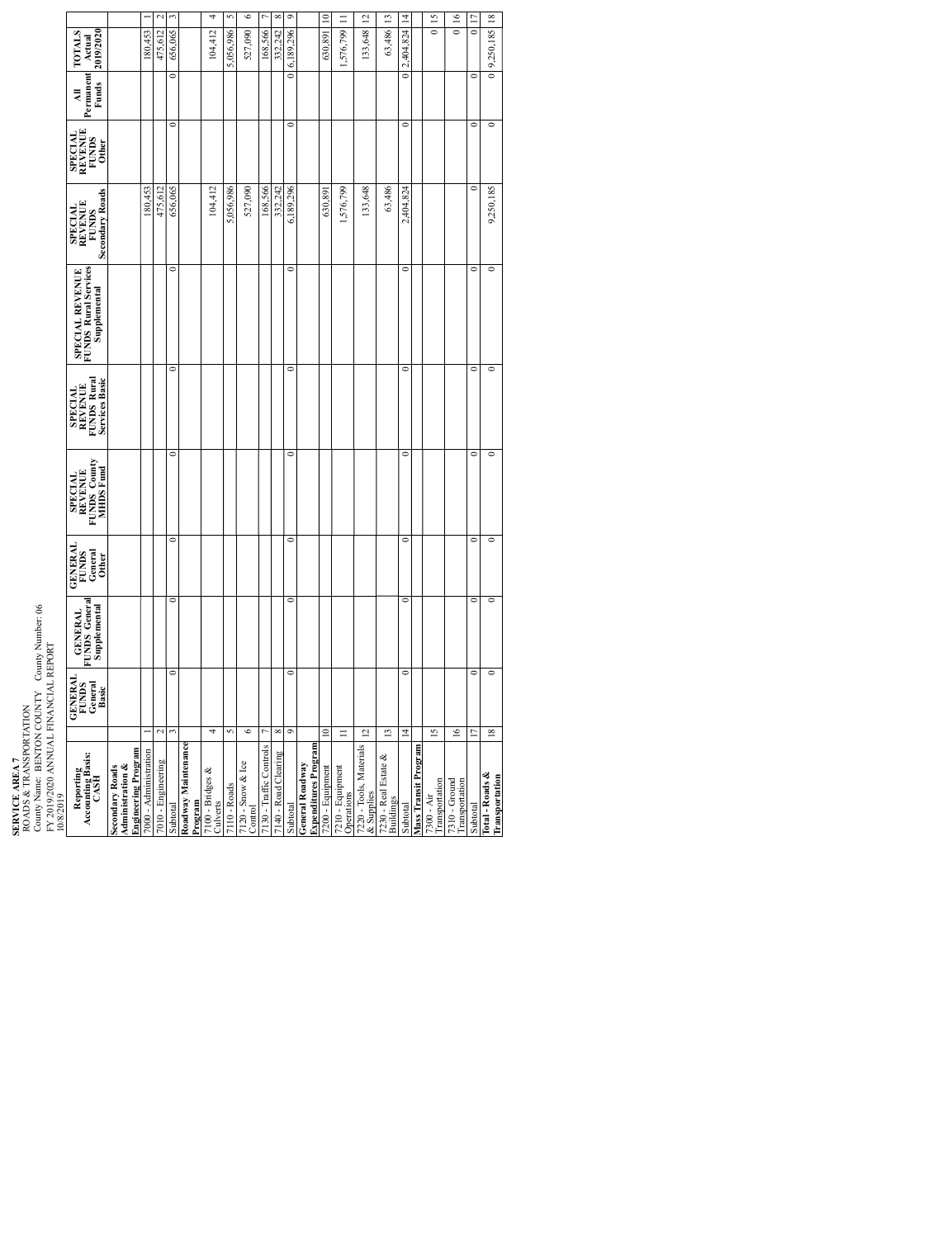**SERVICE AREA 7**
ROADS & TRANSPORTATION
County Name: BENTON COUNTY County Number: 06
FY 2019/2020 ANNUAL FINANCIAL REPORT
10/8/2019

| Reporting Accounting Basis: CASH | | GENERAL FUNDS General Basic | GENERAL FUNDS General Supplemental | GENERAL FUNDS General Other | SPECIAL REVENUE FUNDS County MHDS Fund | SPECIAL REVENUE FUNDS Rural Services Basic | SPECIAL REVENUE FUNDS Rural Services Supplemental | SPECIAL REVENUE FUNDS Secondary Roads | SPECIAL REVENUE FUNDS Other | All Permanent Funds | TOTALS Actual 2019/2020 | |
|---|---|---|---|---|---|---|---|---|---|---|---|---|
| **Secondary Roads Administration & Engineering Program** | | | | | | | | | | | | |
| 7000 - Administration | 1 | | | | | | | 180,453 | | | 180,453 | 1 |
| 7010 - Engineering | 2 | | | | | | | 475,612 | | | 475,612 | 2 |
| Subtotal | 3 | 0 | 0 | 0 | 0 | 0 | 0 | 656,065 | 0 | 0 | 656,065 | 3 |
| **Roadway Maintenance Program** | | | | | | | | | | | | |
| 7100 - Bridges & Culverts | 4 | | | | | | | 104,412 | | | 104,412 | 4 |
| 7110 - Roads | 5 | | | | | | | 5,056,986 | | | 5,056,986 | 5 |
| 7120 - Snow & Ice Control | 6 | | | | | | | 527,090 | | | 527,090 | 6 |
| 7130 - Traffic Controls | 7 | | | | | | | 168,566 | | | 168,566 | 7 |
| 7140 - Road Clearing | 8 | | | | | | | 332,242 | | | 332,242 | 8 |
| Subtotal | 9 | 0 | 0 | 0 | 0 | 0 | 0 | 6,189,296 | 0 | 0 | 6,189,296 | 9 |
| **General Roadway Expenditures Program** | | | | | | | | | | | | |
| 7200 - Equipment | 10 | | | | | | | 630,891 | | | 630,891 | 10 |
| 7210 - Equipment Operations | 11 | | | | | | | 1,576,799 | | | 1,576,799 | 11 |
| 7220 - Tools, Materials & Supplies | 12 | | | | | | | 133,648 | | | 133,648 | 12 |
| 7230 - Real Estate & Buildings | 13 | | | | | | | 63,486 | | | 63,486 | 13 |
| Subtotal | 14 | 0 | 0 | 0 | 0 | 0 | 0 | 2,404,824 | 0 | 0 | 2,404,824 | 14 |
| **Mass Transit Program** | | | | | | | | | | | | |
| 7300 - Air Transportation | 15 | | | | | | | | | | 0 | 15 |
| 7310 - Ground Transportation | 16 | | | | | | | | | | 0 | 16 |
| Subtotal | 17 | 0 | 0 | 0 | 0 | 0 | 0 | 0 | 0 | 0 | 0 | 17 |
| **Total - Roads & Transportation** | 18 | 0 | 0 | 0 | 0 | 0 | 0 | 9,250,185 | 0 | 0 | 9,250,185 | 18 |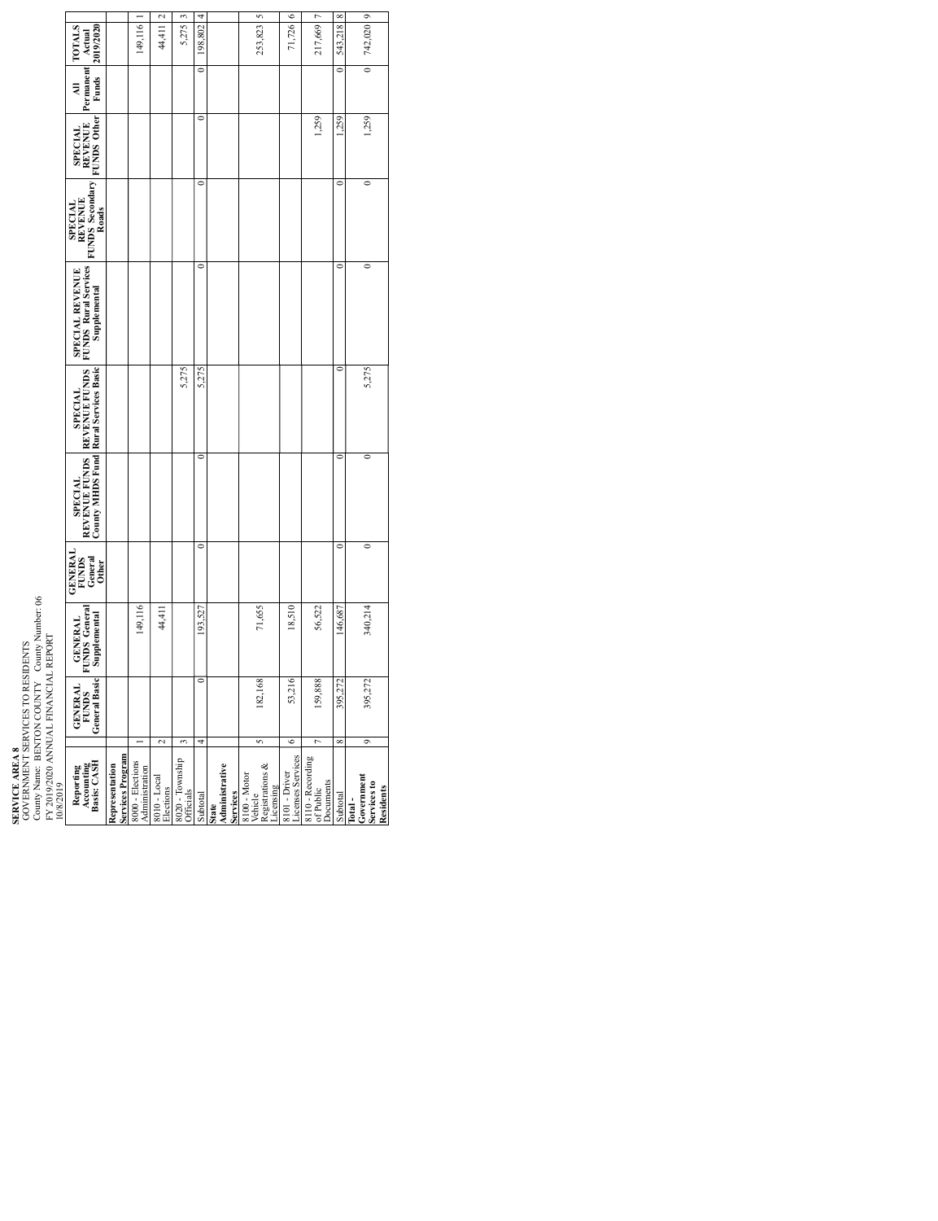**SERVICE AREA 8**
GOVERNMENT SERVICES TO RESIDENTS
County Name: BENTON COUNTY County Number: 06
FY 2019/2020 ANNUAL FINANCIAL REPORT
10/8/2019

| Reporting Accounting Basis: CASH | | GENERAL FUNDS General Basic | GENERAL FUNDS General Supplemental | GENERAL FUNDS General Other | SPECIAL REVENUE FUNDS County MHDS Fund | SPECIAL REVENUE FUNDS Rural Services Basic | SPECIAL REVENUE FUNDS Rural Services Supplemental | SPECIAL REVENUE FUNDS Secondary Roads | SPECIAL REVENUE FUNDS Other | All Permanent Funds | TOTALS Actual 2019/2020 | |
|---|---|---|---|---|---|---|---|---|---|---|---|---|
| **Representation Services Program** | | | | | | | | | | | | |
| 8000 - Elections Administration | 1 | | 149,116 | | | | | | | | 149,116 | 1 |
| 8010 - Local Elections | 2 | | 44,411 | | | | | | | | 44,411 | 2 |
| 8020 - Township Officials | 3 | | | | | 5,275 | | | | | 5,275 | 3 |
| Subtotal | 4 | 0 | 193,527 | 0 | 0 | 5,275 | | 0 | 0 | 0 | 198,802 | 4 |
| **State Administrative Services** | | | | | | | | | | | | |
| 8100 - Motor Vehicle Registrations & Licensing | 5 | 182,168 | 71,655 | | | | | | | | 253,823 | 5 |
| 8101 - Driver Licenses Services | 6 | 53,216 | 18,510 | | | | | | | | 71,726 | 6 |
| 8110 - Recording of Public Documents | 7 | 159,888 | 56,522 | | | | | | 1,259 | | 217,669 | 7 |
| Subtotal | 8 | 395,272 | 146,687 | 0 | 0 | 0 | | 0 | 1,259 | 0 | 543,218 | 8 |
| **Total - Government Services to Residents** | 9 | 395,272 | 340,214 | 0 | 0 | 5,275 | | 0 | 1,259 | 0 | 742,020 | 9 |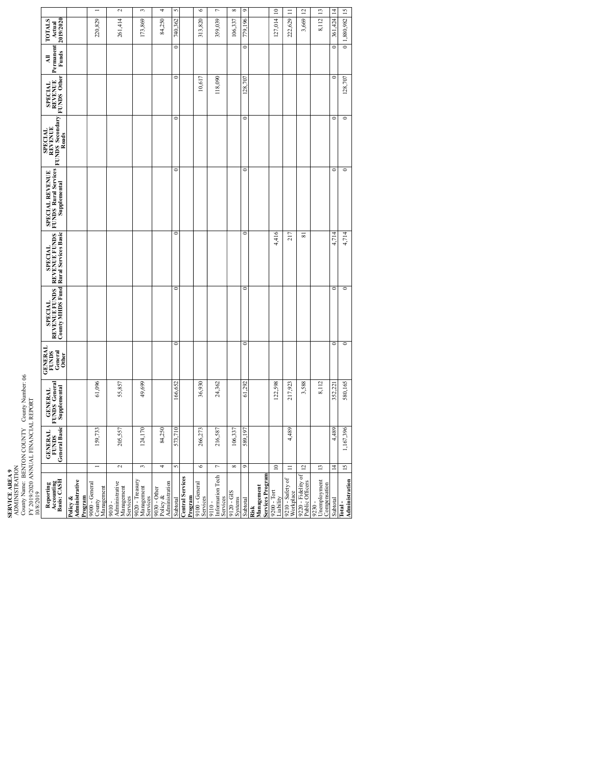**SERVICE AREA 9**
ADMINISTRATION
County Name: BENTON COUNTY County Number: 06
FY 2019/2020 ANNUAL FINANCIAL REPORT
10/8/2019

| Reporting Accounting Basis: CASH | | GENERAL FUNDS General Basic | GENERAL FUNDS General Supplemental | GENERAL FUNDS General Other | SPECIAL REVENUE FUNDS County MHDS Fund | SPECIAL REVENUE FUNDS Rural Services Basic | SPECIAL REVENUE FUNDS Rural Services Supplemental | SPECIAL REVENUE FUNDS Secondary Roads | SPECIAL REVENUE FUNDS Other | All Permanent Funds | TOTALS Actual 2019/2020 | |
|---|---|---|---|---|---|---|---|---|---|---|---|---|
| **Policy & Administrative Program** | | | | | | | | | | | | |
| 9000 - General County Management | 1 | 159,733 | 61,096 | | | | | | | | 220,829 | 1 |
| 9010 - Administrative Management Services | 2 | 205,557 | 55,857 | | | | | | | | 261,414 | 2 |
| 9020 - Treasury Management Services | 3 | 124,170 | 49,699 | | | | | | | | 173,869 | 3 |
| 9030 - Other Policy & Administration | 4 | 84,250 | | | | | | | | | 84,250 | 4 |
| Subtotal | 5 | 573,710 | 166,652 | 0 | 0 | 0 | 0 | 0 | 0 | 0 | 740,362 | 5 |
| **Central Services Program** | | | | | | | | | | | | |
| 9100 - General Services | 6 | 266,273 | 36,930 | | | | | | 10,617 | | 313,820 | 6 |
| 9110 - Information Tech Services | 7 | 216,587 | 24,362 | | | | | | 118,090 | | 359,039 | 7 |
| 9120 - GIS Systems | 8 | 106,337 | | | | | | | | | 106,337 | 8 |
| Subtotal | 9 | 589,197 | 61,292 | 0 | 0 | 0 | 0 | 0 | 128,707 | 0 | 779,196 | 9 |
| **Risk Management Services Program** | | | | | | | | | | | | |
| 9200 - Tort Liability | 10 | | 122,598 | | | 4,416 | | | | | 127,014 | 10 |
| 9210 - Safety of Workplace | 11 | 4,489 | 217,923 | | | 217 | | | | | 222,629 | 11 |
| 9220 - Fidelity of Public Officers | 12 | | 3,588 | | | 81 | | | | | 3,669 | 12 |
| 9230 - Unemployment Compensation | 13 | | 8,112 | | | | | | | | 8,112 | 13 |
| Subtotal | 14 | 4,489 | 352,221 | 0 | 0 | 4,714 | 0 | 0 | 0 | 0 | 361,424 | 14 |
| **Total - Administration** | 15 | 1,167,396 | 580,165 | 0 | 0 | 4,714 | 0 | 0 | 128,707 | 0 | 1,880,982 | 15 |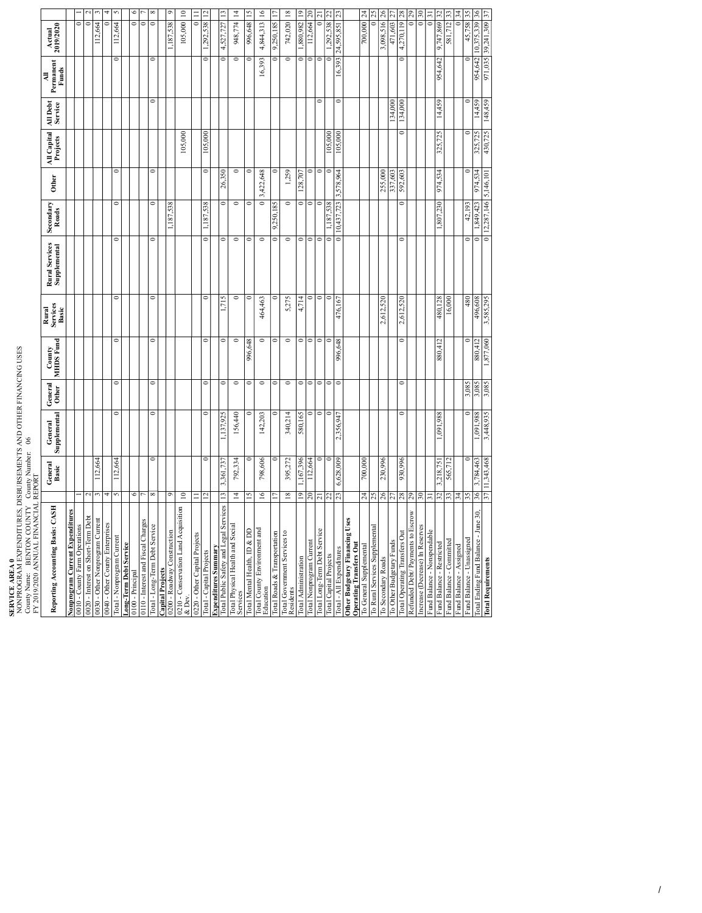**SERVICE AREA 0**
NONPROGRAM EXPENDITURES, DISBURSEMENTS AND OTHER FINANCING USES
County Name: BENTON COUNTY County Number: 06
FY 2019/2020 ANNUAL FINANCIAL REPORT

| Reporting Accounting Basis: CASH | | General Basic | General Supplemental | General Other | County MHDS Fund | Rural Services Basic | Rural Services Supplemental | Secondary Roads | Other | All Capital Projects | All Debt Service | All Permanent Funds | Actual 2019/2020 | |
|---|---|---|---|---|---|---|---|---|---|---|---|---|---|---|
| **Nonprogram Current Expenditures** | | | | | | | | | | | | | | |
| 0010 - County Farm Operations | 1 | | | | | | | | | | | | 0 | 1 |
| 0020 - Interest on Short-Term Debt | 2 | | | | | | | | | | | | 0 | 2 |
| 0030 - Other Nonprogram Current | 3 | 112,664 | | | | | | | | | | | 112,664 | 3 |
| 0040 - Other County Enterprises | 4 | | | | | | | | | | | | 0 | 4 |
| Total - Nonprogram Current | 5 | 112,664 | 0 | 0 | 0 | 0 | 0 | 0 | 0 | | | 0 | 112,664 | 5 |
| **Long-Term Debt Service** | | | | | | | | | | | | | | |
| 0100 - Principal | 6 | | | | | | | | | | | | 0 | 6 |
| 0110 - Interest and Fiscal Charges | 7 | | | | | | | | | | | | 0 | 7 |
| Total - Long-Term Debt Service | 8 | 0 | 0 | 0 | 0 | 0 | 0 | 0 | 0 | | 0 | 0 | 0 | 8 |
| **Capital Projects** | | | | | | | | | | | | | | |
| 0200 - Roadway Construction | 9 | | | | | | | 1,187,538 | | | | | 1,187,538 | 9 |
| 0210 - Conservation Land Acquisition & Dev. | 10 | | | | | | | | | 105,000 | | | 105,000 | 10 |
| 0220 - Other Capital Projects | 11 | | | | | | | | | | | | 0 | 11 |
| Total - Capital Projects | 12 | 0 | 0 | 0 | 0 | 0 | 0 | 1,187,538 | 0 | 105,000 | | 0 | 1,292,538 | 12 |
| **Expenditures Summary** | | | | | | | | | | | | | | |
| Total Public Safety and Legal Services | 13 | 3,361,737 | 1,137,925 | 0 | 0 | 1,715 | 0 | 0 | 26,350 | | | 0 | 4,527,727 | 13 |
| Total Physical Health and Social Services | 14 | 792,334 | 156,440 | 0 | 0 | 0 | 0 | 0 | 0 | | | 0 | 948,774 | 14 |
| Total Mental Health, ID & DD | 15 | 0 | 0 | 0 | 996,648 | 0 | 0 | 0 | 0 | | | 0 | 996,648 | 15 |
| Total County Environment and Education | 16 | 798,606 | 142,203 | 0 | 0 | 464,463 | 0 | 0 | 3,422,648 | | | 16,393 | 4,844,313 | 16 |
| Total Roads & Transportation | 17 | 0 | 0 | 0 | 0 | 0 | 0 | 9,250,185 | 0 | | | 0 | 9,250,185 | 17 |
| Total Government Services to Residents | 18 | 395,272 | 340,214 | 0 | 0 | 5,275 | 0 | 0 | 1,259 | | | 0 | 742,020 | 18 |
| Total Administration | 19 | 1,167,396 | 580,165 | 0 | 0 | 4,714 | 0 | 0 | 128,707 | | | 0 | 1,880,982 | 19 |
| Total Nonprogram Current | 20 | 112,664 | 0 | 0 | 0 | 0 | 0 | 0 | 0 | | | 0 | 112,664 | 20 |
| Total Long-Term Debt Service | 21 | 0 | 0 | 0 | 0 | 0 | 0 | 0 | 0 | | 0 | 0 | 0 | 21 |
| Total Capital Projects | 22 | 0 | 0 | 0 | 0 | 0 | 0 | 1,187,538 | 0 | 105,000 | | 0 | 1,292,538 | 22 |
| Total - All Expenditures | 23 | 6,628,009 | 2,356,947 | 0 | 996,648 | 476,167 | 0 | 10,437,723 | 3,578,964 | 105,000 | 0 | 16,393 | 24,595,851 | 23 |
| **Other Budgetary Financing Uses** | | | | | | | | | | | | | | |
| **Operating Transfers Out** | | | | | | | | | | | | | | |
| To General Supplemental | 24 | 700,000 | | | | | | | | | | | 700,000 | 24 |
| To Rural Services Supplemental | 25 | | | | | | | | | | | | 0 | 25 |
| To Secondary Roads | 26 | 230,996 | | | | 2,612,520 | | | 255,000 | | | | 3,098,516 | 26 |
| To Other Budgetary Funds | 27 | | | | | | | | 337,603 | | 134,000 | | 471,603 | 27 |
| Total Operating Transfers Out | 28 | 930,996 | 0 | 0 | 0 | 2,612,520 | 0 | 0 | 592,603 | 0 | 134,000 | 0 | 4,270,119 | 28 |
| Refunded Debt/ Payments to Escrow | 29 | | | | | | | | | | | | 0 | 29 |
| Increase (Decrease) in Reserves | 30 | | | | | | | | | | | | 0 | 30 |
| Fund Balance - Nonspendable | 31 | | | | | | | | | | | | 0 | 31 |
| Fund Balance - Restricted | 32 | 3,218,751 | 1,091,988 | | 880,412 | 480,128 | | 1,807,230 | 974,534 | 325,725 | 14,459 | 954,642 | 9,747,869 | 32 |
| Fund Balance - Committed | 33 | 565,712 | | | | 16,000 | | | | | | | 581,712 | 33 |
| Fund Balance - Assigned | 34 | | | | | | | | | | | | 0 | 34 |
| Fund Balance - Unassigned | 35 | 0 | 0 | 3,085 | 0 | 480 | 0 | 42,193 | 0 | 0 | 0 | 0 | 45,758 | 35 |
| Total Ending Fund Balance - June 30, | 36 | 3,784,463 | 1,091,988 | 3,085 | 880,412 | 496,608 | 0 | 1,849,423 | 974,534 | 325,725 | 14,459 | 954,642 | 10,375,339 | 36 |
| **Total Requirements** | 37 | 11,343,468 | 3,448,935 | 3,085 | 1,877,060 | 3,585,295 | 0 | 12,287,146 | 5,146,101 | 430,725 | 148,459 | 971,035 | 39,241,309 | 37 |